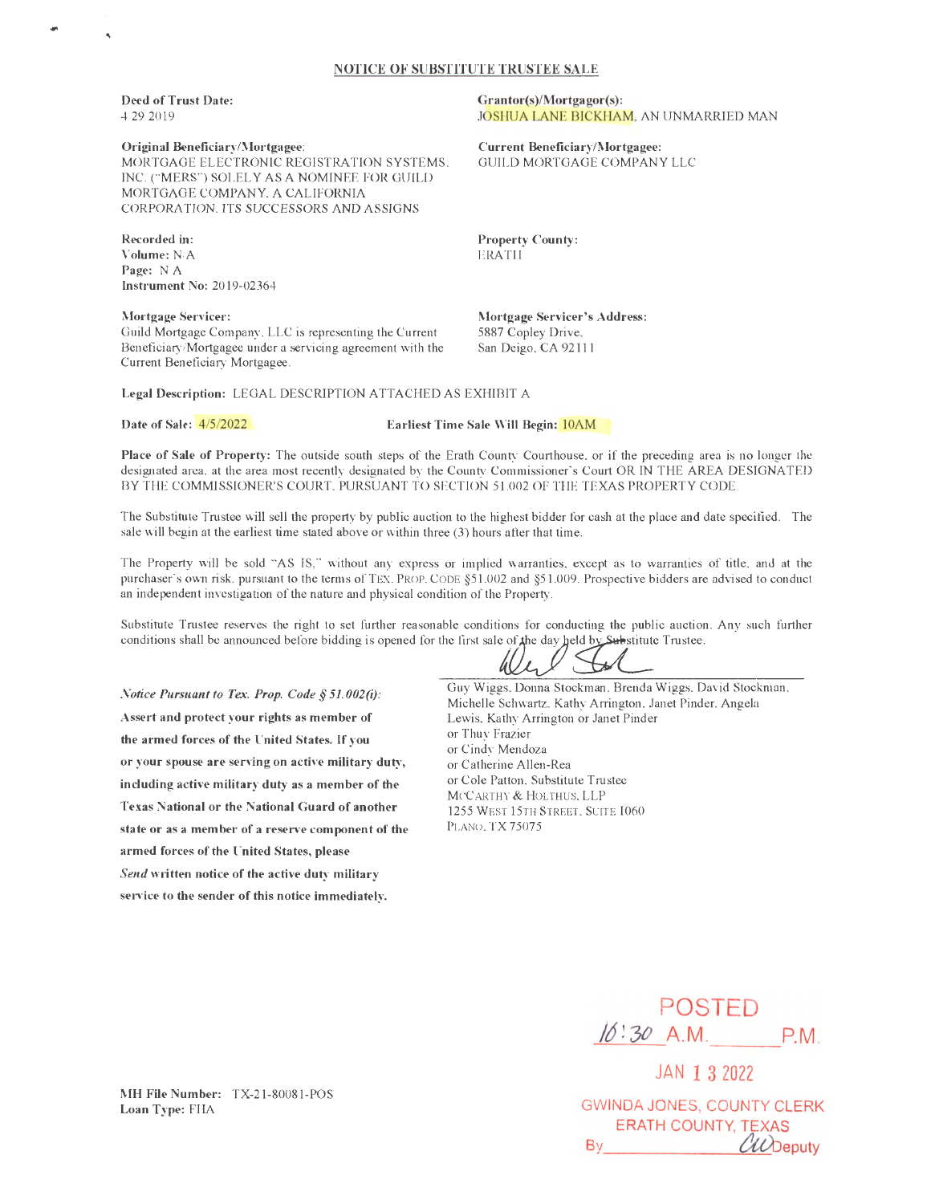## NOTICE OF SUBSTITUTE TRUSTEE SALE

**Deed of Trust Date:**
4 29 2019

**Grantor(s)/Mortgagor(s):**
JOSHUA LANE BICKHAM, AN UNMARRIED MAN

**Original Beneficiary/Mortgagee:**
MORTGAGE ELECTRONIC REGISTRATION SYSTEMS, INC. ("MERS") SOLELY AS A NOMINEE FOR GUILD MORTGAGE COMPANY, A CALIFORNIA CORPORATION, ITS SUCCESSORS AND ASSIGNS

**Current Beneficiary/Mortgagee:**
GUILD MORTGAGE COMPANY LLC

**Recorded in:**
**Volume:** N/A
**Page:** N/A
**Instrument No:** 2019-02364

**Property County:**
ERATH

**Mortgage Servicer:**
Guild Mortgage Company, LLC is representing the Current Beneficiary/Mortgagee under a servicing agreement with the Current Beneficiary/Mortgagee.

**Mortgage Servicer's Address:**
5887 Copley Drive,
San Deigo, CA 92111

**Legal Description:** LEGAL DESCRIPTION ATTACHED AS EXHIBIT A

**Date of Sale:** 4/5/2022 **Earliest Time Sale Will Begin:** 10AM

**Place of Sale of Property:** The outside south steps of the Erath County Courthouse, or if the preceding area is no longer the designated area, at the area most recently designated by the County Commissioner's Court OR IN THE AREA DESIGNATED BY THE COMMISSIONER'S COURT, PURSUANT TO SECTION 51.002 OF THE TEXAS PROPERTY CODE.

The Substitute Trustee will sell the property by public auction to the highest bidder for cash at the place and date specified. The sale will begin at the earliest time stated above or within three (3) hours after that time.

The Property will be sold "AS IS," without any express or implied warranties, except as to warranties of title, and at the purchaser's own risk, pursuant to the terms of TEX. PROP. CODE §51.002 and §51.009. Prospective bidders are advised to conduct an independent investigation of the nature and physical condition of the Property.

Substitute Trustee reserves the right to set further reasonable conditions for conducting the public auction. Any such further conditions shall be announced before bidding is opened for the first sale of the day held by Substitute Trustee.

*Notice Pursuant to Tex. Prop. Code § 51.002(i):*
**Assert and protect your rights as member of the armed forces of the United States. If you or your spouse are serving on active military duty, including active military duty as a member of the Texas National or the National Guard of another state or as a member of a reserve component of the armed forces of the United States, please** ***Send*** **written notice of the active duty military service to the sender of this notice immediately.**

Guy Wiggs, Donna Stockman, Brenda Wiggs, David Stockman, Michelle Schwartz, Kathy Arrington, Janet Pinder, Angela Lewis, Kathy Arrington or Janet Pinder
or Thuy Frazier
or Cindy Mendoza
or Catherine Allen-Rea
or Cole Patton, Substitute Trustee
McCARTHY & HOLTHUS, LLP
1255 WEST 15TH STREET, SUITE 1060
PLANO, TX 75075

POSTED
10:30 A.M. \_\_\_\_\_ P.M.
JAN 13 2022
GWINDA JONES, COUNTY CLERK
ERATH COUNTY, TEXAS
By \_\_\_\_\_\_\_\_\_\_ CW Deputy

**MH File Number:** TX-21-80081-POS
**Loan Type:** FHA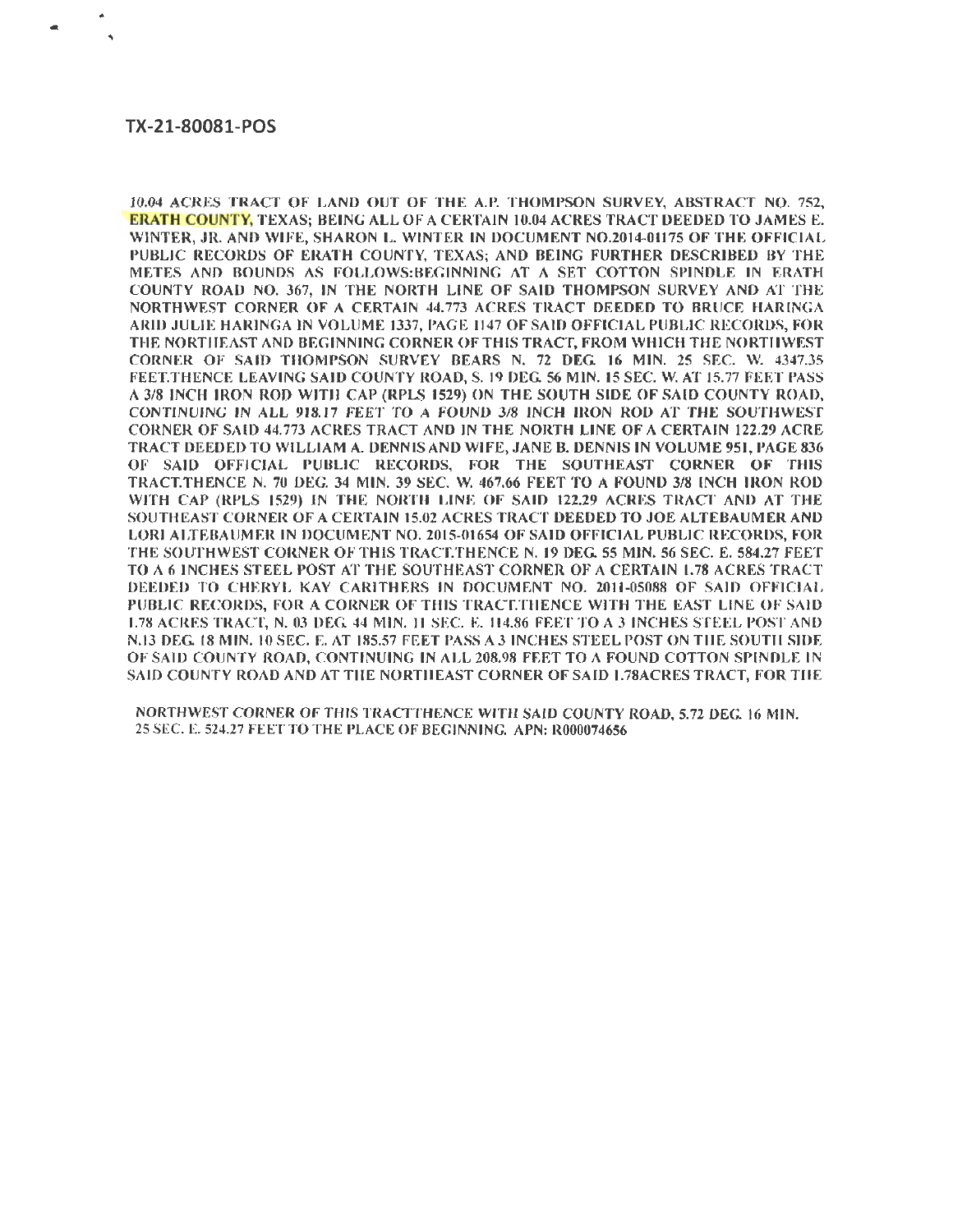## TX-21-80081-POS

10.04 ACRES TRACT OF LAND OUT OF THE A.P. THOMPSON SURVEY, ABSTRACT NO. 752, ERATH COUNTY, TEXAS; BEING ALL OF A CERTAIN 10.04 ACRES TRACT DEEDED TO JAMES E. WINTER, JR. AND WIFE, SHARON L. WINTER IN DOCUMENT NO.2014-01175 OF THE OFFICIAL PUBLIC RECORDS OF ERATH COUNTY, TEXAS; AND BEING FURTHER DESCRIBED BY THE METES AND BOUNDS AS FOLLOWS:BEGINNING AT A SET COTTON SPINDLE IN ERATH COUNTY ROAD NO. 367, IN THE NORTH LINE OF SAID THOMPSON SURVEY AND AT THE NORTHWEST CORNER OF A CERTAIN 44.773 ACRES TRACT DEEDED TO BRUCE HARINGA ARID JULIE HARINGA IN VOLUME 1337, PAGE 1147 OF SAID OFFICIAL PUBLIC RECORDS, FOR THE NORTHEAST AND BEGINNING CORNER OF THIS TRACT, FROM WHICH THE NORTHWEST CORNER OF SAID THOMPSON SURVEY BEARS N. 72 DEG. 16 MIN. 25 SEC. W. 4347.35 FEET.THENCE LEAVING SAID COUNTY ROAD, S. 19 DEG. 56 MIN. 15 SEC. W. AT 15.77 FEET PASS A 3/8 INCH IRON ROD WITH CAP (RPLS 1529) ON THE SOUTH SIDE OF SAID COUNTY ROAD, CONTINUING IN ALL 918.17 FEET TO A FOUND 3/8 INCH IRON ROD AT THE SOUTHWEST CORNER OF SAID 44.773 ACRES TRACT AND IN THE NORTH LINE OF A CERTAIN 122.29 ACRE TRACT DEEDED TO WILLIAM A. DENNIS AND WIFE, JANE B. DENNIS IN VOLUME 951, PAGE 836 OF SAID OFFICIAL PUBLIC RECORDS, FOR THE SOUTHEAST CORNER OF THIS TRACT.THENCE N. 70 DEG. 34 MIN. 39 SEC. W. 467.66 FEET TO A FOUND 3/8 INCH IRON ROD WITH CAP (RPLS 1529) IN THE NORTH LINE OF SAID 122.29 ACRES TRACT AND AT THE SOUTHEAST CORNER OF A CERTAIN 15.02 ACRES TRACT DEEDED TO JOE ALTEBAUMER AND LORI ALTEBAUMER IN DOCUMENT NO. 2015-01654 OF SAID OFFICIAL PUBLIC RECORDS, FOR THE SOUTHWEST CORNER OF THIS TRACT.THENCE N. 19 DEG. 55 MIN. 56 SEC. E. 584.27 FEET TO A 6 INCHES STEEL POST AT THE SOUTHEAST CORNER OF A CERTAIN 1.78 ACRES TRACT DEEDED TO CHERYL KAY CARITHERS IN DOCUMENT NO. 2011-05088 OF SAID OFFICIAL PUBLIC RECORDS, FOR A CORNER OF THIS TRACT.THENCE WITH THE EAST LINE OF SAID 1.78 ACRES TRACT, N. 03 DEG. 44 MIN. 11 SEC. E. 114.86 FEET TO A 3 INCHES STEEL POST AND N.13 DEG. 18 MIN. 10 SEC. E. AT 185.57 FEET PASS A 3 INCHES STEEL POST ON THE SOUTH SIDE OF SAID COUNTY ROAD, CONTINUING IN ALL 208.98 FEET TO A FOUND COTTON SPINDLE IN SAID COUNTY ROAD AND AT THE NORTHEAST CORNER OF SAID 1.78ACRES TRACT, FOR THE NORTHWEST CORNER OF THIS TRACTTHENCE WITH SAID COUNTY ROAD, S.72 DEG. 16 MIN. 25 SEC. E. 524.27 FEET TO THE PLACE OF BEGINNING. APN: R000074656